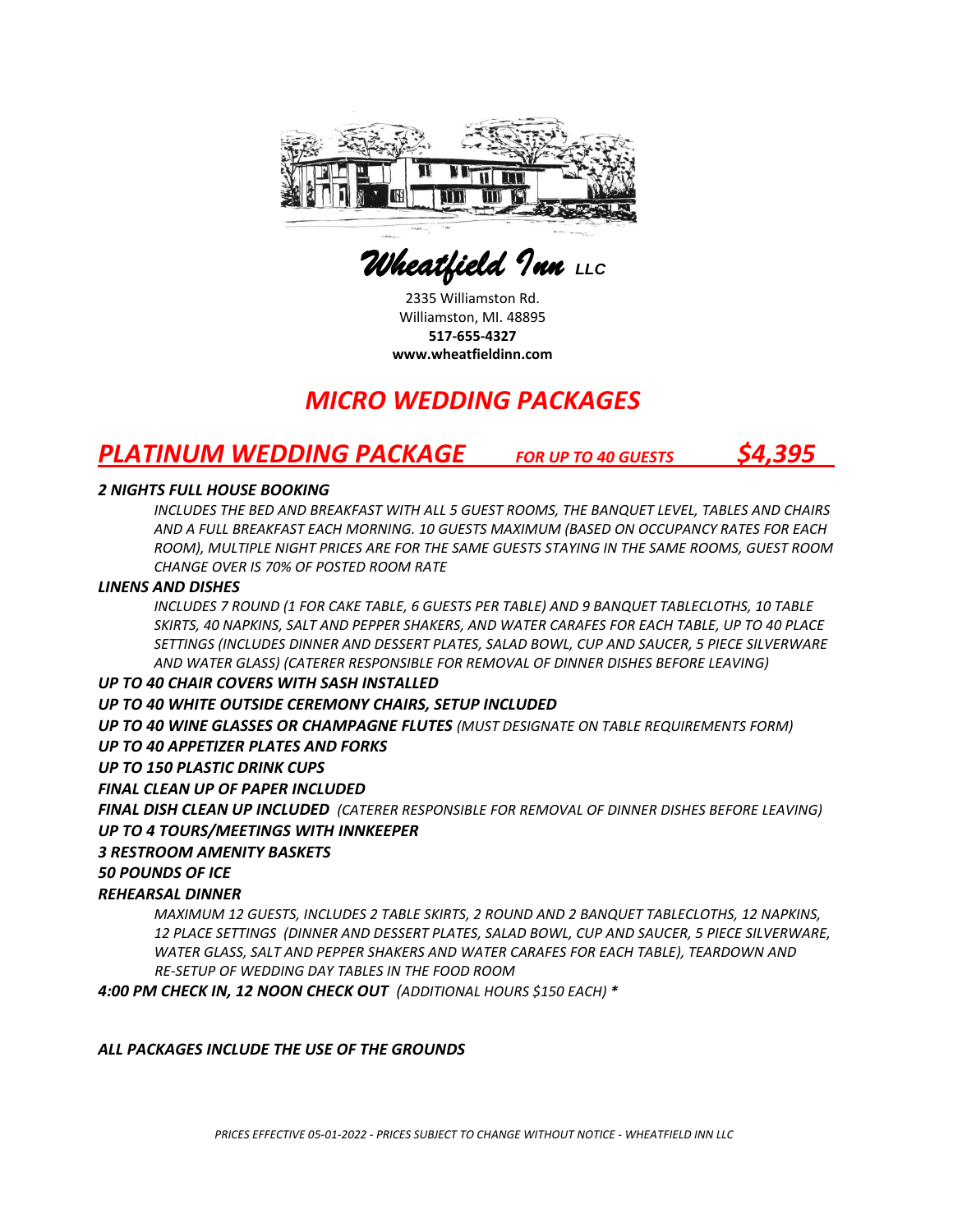# *Wheatfield Inn LLC*

2335 Williamston Rd.
Williamston, MI. 48895
**517-655-4327**
**www.wheatfieldinn.com**

## *MICRO WEDDING PACKAGES*

## *PLATINUM WEDDING PACKAGE* — *FOR UP TO 40 GUESTS* — *$4,395*

***2 NIGHTS FULL HOUSE BOOKING***

*INCLUDES THE BED AND BREAKFAST WITH ALL 5 GUEST ROOMS, THE BANQUET LEVEL, TABLES AND CHAIRS AND A FULL BREAKFAST EACH MORNING. 10 GUESTS MAXIMUM (BASED ON OCCUPANCY RATES FOR EACH ROOM), MULTIPLE NIGHT PRICES ARE FOR THE SAME GUESTS STAYING IN THE SAME ROOMS, GUEST ROOM CHANGE OVER IS 70% OF POSTED ROOM RATE*

***LINENS AND DISHES***

*INCLUDES 7 ROUND (1 FOR CAKE TABLE, 6 GUESTS PER TABLE) AND 9 BANQUET TABLECLOTHS, 10 TABLE SKIRTS, 40 NAPKINS, SALT AND PEPPER SHAKERS, AND WATER CARAFES FOR EACH TABLE, UP TO 40 PLACE SETTINGS (INCLUDES DINNER AND DESSERT PLATES, SALAD BOWL, CUP AND SAUCER, 5 PIECE SILVERWARE AND WATER GLASS) (CATERER RESPONSIBLE FOR REMOVAL OF DINNER DISHES BEFORE LEAVING)*

***UP TO 40 CHAIR COVERS WITH SASH INSTALLED***

***UP TO 40 WHITE OUTSIDE CEREMONY CHAIRS, SETUP INCLUDED***

***UP TO 40 WINE GLASSES OR CHAMPAGNE FLUTES*** *(MUST DESIGNATE ON TABLE REQUIREMENTS FORM)*

***UP TO 40 APPETIZER PLATES AND FORKS***

***UP TO 150 PLASTIC DRINK CUPS***

***FINAL CLEAN UP OF PAPER INCLUDED***

***FINAL DISH CLEAN UP INCLUDED*** *(CATERER RESPONSIBLE FOR REMOVAL OF DINNER DISHES BEFORE LEAVING)*

***UP TO 4 TOURS/MEETINGS WITH INNKEEPER***

***3 RESTROOM AMENITY BASKETS***

***50 POUNDS OF ICE***

***REHEARSAL DINNER***

*MAXIMUM 12 GUESTS, INCLUDES 2 TABLE SKIRTS, 2 ROUND AND 2 BANQUET TABLECLOTHS, 12 NAPKINS, 12 PLACE SETTINGS (DINNER AND DESSERT PLATES, SALAD BOWL, CUP AND SAUCER, 5 PIECE SILVERWARE, WATER GLASS, SALT AND PEPPER SHAKERS AND WATER CARAFES FOR EACH TABLE), TEARDOWN AND RE-SETUP OF WEDDING DAY TABLES IN THE FOOD ROOM*

***4:00 PM CHECK IN, 12 NOON CHECK OUT*** *(ADDITIONAL HOURS $150 EACH)* *****

***ALL PACKAGES INCLUDE THE USE OF THE GROUNDS***

*PRICES EFFECTIVE 05-01-2022 - PRICES SUBJECT TO CHANGE WITHOUT NOTICE - WHEATFIELD INN LLC*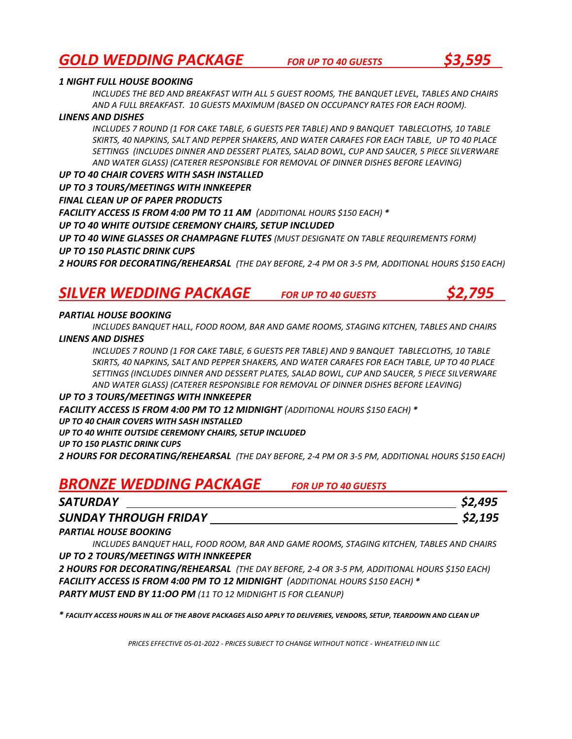## *GOLD WEDDING PACKAGE* *FOR UP TO 40 GUESTS* *$3,595*

***1 NIGHT FULL HOUSE BOOKING***

*INCLUDES THE BED AND BREAKFAST WITH ALL 5 GUEST ROOMS, THE BANQUET LEVEL, TABLES AND CHAIRS AND A FULL BREAKFAST. 10 GUESTS MAXIMUM (BASED ON OCCUPANCY RATES FOR EACH ROOM).*

***LINENS AND DISHES***

*INCLUDES 7 ROUND (1 FOR CAKE TABLE, 6 GUESTS PER TABLE) AND 9 BANQUET TABLECLOTHS, 10 TABLE SKIRTS, 40 NAPKINS, SALT AND PEPPER SHAKERS, AND WATER CARAFES FOR EACH TABLE, UP TO 40 PLACE SETTINGS (INCLUDES DINNER AND DESSERT PLATES, SALAD BOWL, CUP AND SAUCER, 5 PIECE SILVERWARE AND WATER GLASS) (CATERER RESPONSIBLE FOR REMOVAL OF DINNER DISHES BEFORE LEAVING)*

***UP TO 40 CHAIR COVERS WITH SASH INSTALLED***

***UP TO 3 TOURS/MEETINGS WITH INNKEEPER***

***FINAL CLEAN UP OF PAPER PRODUCTS***

***FACILITY ACCESS IS FROM 4:00 PM TO 11 AM*** *(ADDITIONAL HOURS $150 EACH)* *

***UP TO 40 WHITE OUTSIDE CEREMONY CHAIRS, SETUP INCLUDED***

***UP TO 40 WINE GLASSES OR CHAMPAGNE FLUTES*** *(MUST DESIGNATE ON TABLE REQUIREMENTS FORM)*

***UP TO 150 PLASTIC DRINK CUPS***

***2 HOURS FOR DECORATING/REHEARSAL*** *(THE DAY BEFORE, 2-4 PM OR 3-5 PM, ADDITIONAL HOURS $150 EACH)*

## *SILVER WEDDING PACKAGE* *FOR UP TO 40 GUESTS* *$2,795*

***PARTIAL HOUSE BOOKING***

*INCLUDES BANQUET HALL, FOOD ROOM, BAR AND GAME ROOMS, STAGING KITCHEN, TABLES AND CHAIRS*

***LINENS AND DISHES***

*INCLUDES 7 ROUND (1 FOR CAKE TABLE, 6 GUESTS PER TABLE) AND 9 BANQUET TABLECLOTHS, 10 TABLE SKIRTS, 40 NAPKINS, SALT AND PEPPER SHAKERS, AND WATER CARAFES FOR EACH TABLE, UP TO 40 PLACE SETTINGS (INCLUDES DINNER AND DESSERT PLATES, SALAD BOWL, CUP AND SAUCER, 5 PIECE SILVERWARE AND WATER GLASS) (CATERER RESPONSIBLE FOR REMOVAL OF DINNER DISHES BEFORE LEAVING)*

***UP TO 3 TOURS/MEETINGS WITH INNKEEPER***

***FACILITY ACCESS IS FROM 4:00 PM TO 12 MIDNIGHT*** *(ADDITIONAL HOURS $150 EACH)* *

***UP TO 40 CHAIR COVERS WITH SASH INSTALLED***

***UP TO 40 WHITE OUTSIDE CEREMONY CHAIRS, SETUP INCLUDED***

***UP TO 150 PLASTIC DRINK CUPS***

***2 HOURS FOR DECORATING/REHEARSAL*** *(THE DAY BEFORE, 2-4 PM OR 3-5 PM, ADDITIONAL HOURS $150 EACH)*

## *BRONZE WEDDING PACKAGE* *FOR UP TO 40 GUESTS*

***SATURDAY*** ***$2,495***

***SUNDAY THROUGH FRIDAY*** ***$2,195***

***PARTIAL HOUSE BOOKING***

*INCLUDES BANQUET HALL, FOOD ROOM, BAR AND GAME ROOMS, STAGING KITCHEN, TABLES AND CHAIRS*

***UP TO 2 TOURS/MEETINGS WITH INNKEEPER***

***2 HOURS FOR DECORATING/REHEARSAL*** *(THE DAY BEFORE, 2-4 OR 3-5 PM, ADDITIONAL HOURS $150 EACH)*

***FACILITY ACCESS IS FROM 4:00 PM TO 12 MIDNIGHT*** *(ADDITIONAL HOURS $150 EACH)* *

***PARTY MUST END BY 11:OO PM*** *(11 TO 12 MIDNIGHT IS FOR CLEANUP)*

*\* FACILITY ACCESS HOURS IN ALL OF THE ABOVE PACKAGES ALSO APPLY TO DELIVERIES, VENDORS, SETUP, TEARDOWN AND CLEAN UP*

*PRICES EFFECTIVE 05-01-2022 - PRICES SUBJECT TO CHANGE WITHOUT NOTICE - WHEATFIELD INN LLC*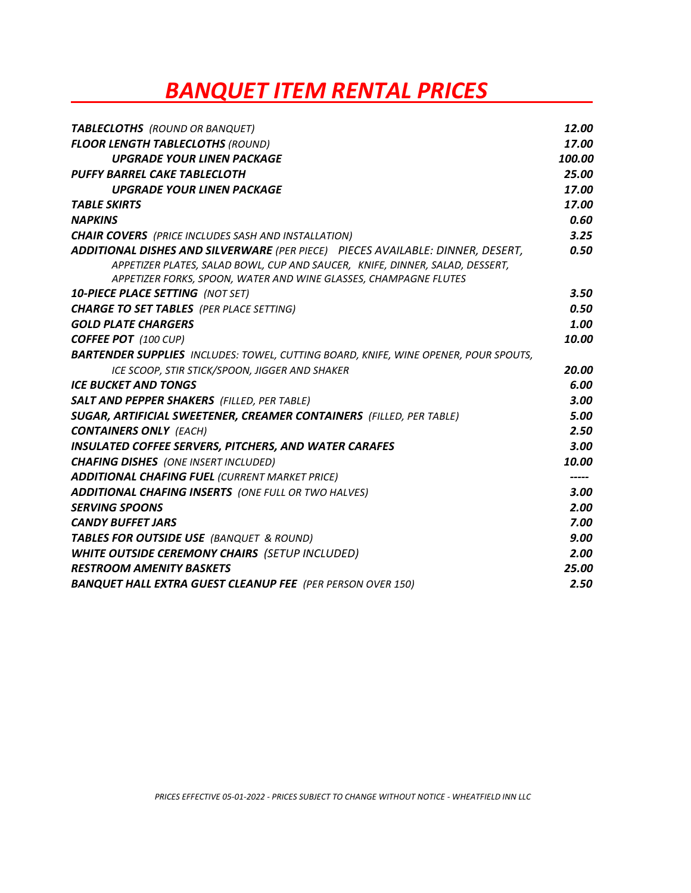# *BANQUET ITEM RENTAL PRICES*

| | |
|---|---|
| ***TABLECLOTHS*** *(ROUND OR BANQUET)* | ***12.00*** |
| ***FLOOR LENGTH TABLECLOTHS*** *(ROUND)* | ***17.00*** |
| ***UPGRADE YOUR LINEN PACKAGE*** | ***100.00*** |
| ***PUFFY BARREL CAKE TABLECLOTH*** | ***25.00*** |
| ***UPGRADE YOUR LINEN PACKAGE*** | ***17.00*** |
| ***TABLE SKIRTS*** | ***17.00*** |
| ***NAPKINS*** | ***0.60*** |
| ***CHAIR COVERS*** *(PRICE INCLUDES SASH AND INSTALLATION)* | ***3.25*** |
| ***ADDITIONAL DISHES AND SILVERWARE*** *(PER PIECE) PIECES AVAILABLE: DINNER, DESERT, APPETIZER PLATES, SALAD BOWL, CUP AND SAUCER, KNIFE, DINNER, SALAD, DESSERT, APPETIZER FORKS, SPOON, WATER AND WINE GLASSES, CHAMPAGNE FLUTES* | ***0.50*** |
| ***10-PIECE PLACE SETTING*** *(NOT SET)* | ***3.50*** |
| ***CHARGE TO SET TABLES*** *(PER PLACE SETTING)* | ***0.50*** |
| ***GOLD PLATE CHARGERS*** | ***1.00*** |
| ***COFFEE POT*** *(100 CUP)* | ***10.00*** |
| ***BARTENDER SUPPLIES*** *INCLUDES: TOWEL, CUTTING BOARD, KNIFE, WINE OPENER, POUR SPOUTS, ICE SCOOP, STIR STICK/SPOON, JIGGER AND SHAKER* | ***20.00*** |
| ***ICE BUCKET AND TONGS*** | ***6.00*** |
| ***SALT AND PEPPER SHAKERS*** *(FILLED, PER TABLE)* | ***3.00*** |
| ***SUGAR, ARTIFICIAL SWEETENER, CREAMER CONTAINERS*** *(FILLED, PER TABLE)* | ***5.00*** |
| ***CONTAINERS ONLY*** *(EACH)* | ***2.50*** |
| ***INSULATED COFFEE SERVERS, PITCHERS, AND WATER CARAFES*** | ***3.00*** |
| ***CHAFING DISHES*** *(ONE INSERT INCLUDED)* | ***10.00*** |
| ***ADDITIONAL CHAFING FUEL*** *(CURRENT MARKET PRICE)* | ***-----*** |
| ***ADDITIONAL CHAFING INSERTS*** *(ONE FULL OR TWO HALVES)* | ***3.00*** |
| ***SERVING SPOONS*** | ***2.00*** |
| ***CANDY BUFFET JARS*** | ***7.00*** |
| ***TABLES FOR OUTSIDE USE*** *(BANQUET & ROUND)* | ***9.00*** |
| ***WHITE OUTSIDE CEREMONY CHAIRS*** *(SETUP INCLUDED)* | ***2.00*** |
| ***RESTROOM AMENITY BASKETS*** | ***25.00*** |
| ***BANQUET HALL EXTRA GUEST CLEANUP FEE*** *(PER PERSON OVER 150)* | ***2.50*** |

*PRICES EFFECTIVE 05-01-2022 - PRICES SUBJECT TO CHANGE WITHOUT NOTICE - WHEATFIELD INN LLC*